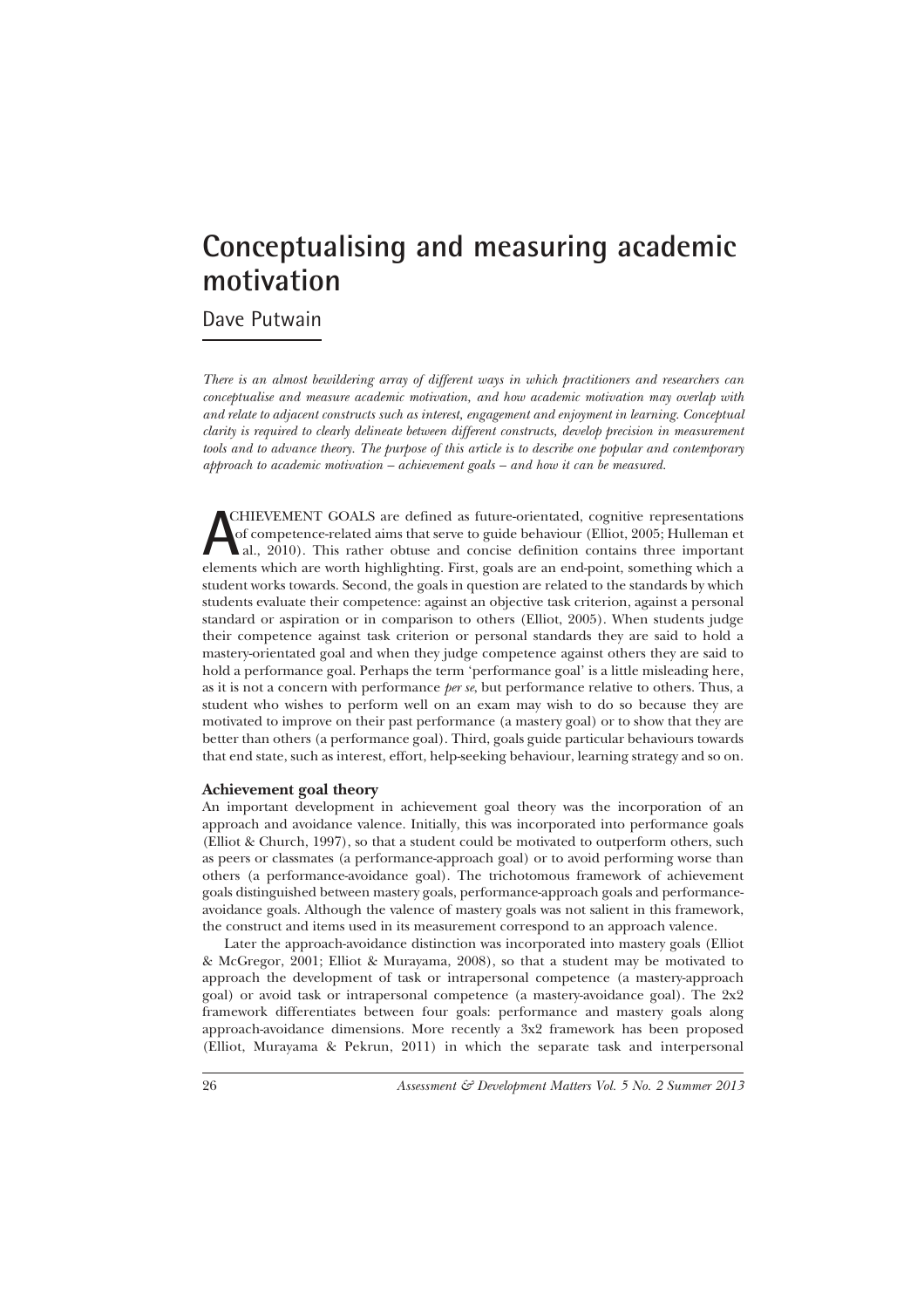# Conceptualising and measuring academic motivation

Dave Putwain

*There is an almost bewildering array of different ways in which practitioners and researchers can conceptualise and measure academic motivation, and how academic motivation may overlap with and relate to adjacent constructs such as interest, engagement and enjoyment in learning. Conceptual clarity is required to clearly delineate between different constructs, develop precision in measurement tools and to advance theory. The purpose of this article is to describe one popular and contemporary approach to academic motivation – achievement goals – and how it can be measured.*

ACHIEVEMENT GOALS are defined as future-orientated, cognitive representations of competence-related aims that serve to guide behaviour (Elliot, 2005; Hulleman et al., 2010). This rather obtuse and concise definition contains three important elements which are worth highlighting. First, goals are an end-point, something which a student works towards. Second, the goals in question are related to the standards by which students evaluate their competence: against an objective task criterion, against a personal standard or aspiration or in comparison to others (Elliot, 2005). When students judge their competence against task criterion or personal standards they are said to hold a mastery-orientated goal and when they judge competence against others they are said to hold a performance goal. Perhaps the term 'performance goal' is a little misleading here, as it is not a concern with performance *per se*, but performance relative to others. Thus, a student who wishes to perform well on an exam may wish to do so because they are motivated to improve on their past performance (a mastery goal) or to show that they are better than others (a performance goal). Third, goals guide particular behaviours towards that end state, such as interest, effort, help-seeking behaviour, learning strategy and so on.

### Achievement goal theory

An important development in achievement goal theory was the incorporation of an approach and avoidance valence. Initially, this was incorporated into performance goals (Elliot & Church, 1997), so that a student could be motivated to outperform others, such as peers or classmates (a performance-approach goal) or to avoid performing worse than others (a performance-avoidance goal). The trichotomous framework of achievement goals distinguished between mastery goals, performance-approach goals and performance-avoidance goals. Although the valence of mastery goals was not salient in this framework, the construct and items used in its measurement correspond to an approach valence.

Later the approach-avoidance distinction was incorporated into mastery goals (Elliot & McGregor, 2001; Elliot & Murayama, 2008), so that a student may be motivated to approach the development of task or intrapersonal competence (a mastery-approach goal) or avoid task or intrapersonal competence (a mastery-avoidance goal). The 2x2 framework differentiates between four goals: performance and mastery goals along approach-avoidance dimensions. More recently a 3x2 framework has been proposed (Elliot, Murayama & Pekrun, 2011) in which the separate task and interpersonal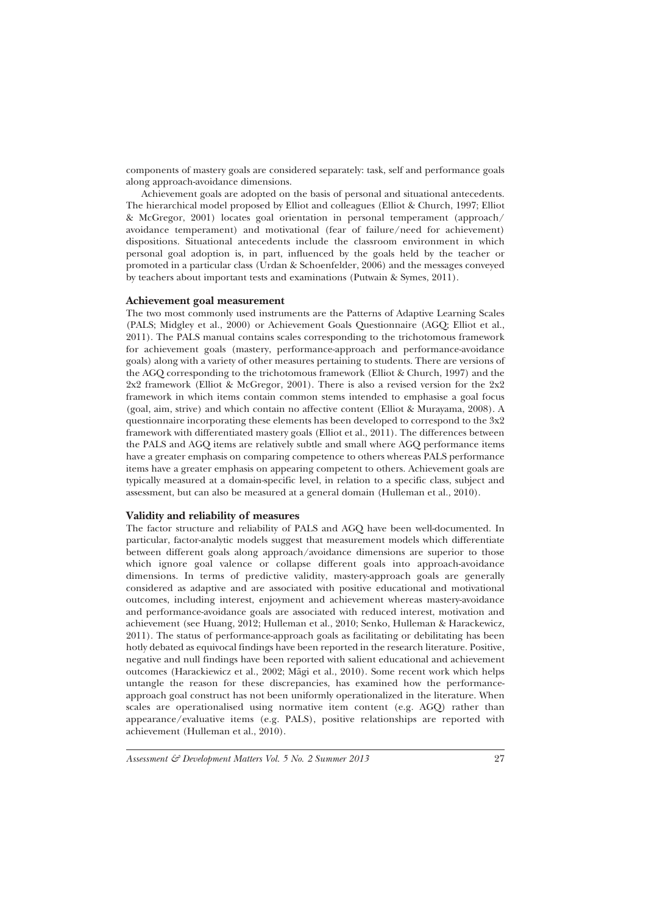components of mastery goals are considered separately: task, self and performance goals along approach-avoidance dimensions.

Achievement goals are adopted on the basis of personal and situational antecedents. The hierarchical model proposed by Elliot and colleagues (Elliot & Church, 1997; Elliot & McGregor, 2001) locates goal orientation in personal temperament (approach/avoidance temperament) and motivational (fear of failure/need for achievement) dispositions. Situational antecedents include the classroom environment in which personal goal adoption is, in part, influenced by the goals held by the teacher or promoted in a particular class (Urdan & Schoenfelder, 2006) and the messages conveyed by teachers about important tests and examinations (Putwain & Symes, 2011).

### Achievement goal measurement

The two most commonly used instruments are the Patterns of Adaptive Learning Scales (PALS; Midgley et al., 2000) or Achievement Goals Questionnaire (AGQ; Elliot et al., 2011). The PALS manual contains scales corresponding to the trichotomous framework for achievement goals (mastery, performance-approach and performance-avoidance goals) along with a variety of other measures pertaining to students. There are versions of the AGQ corresponding to the trichotomous framework (Elliot & Church, 1997) and the 2x2 framework (Elliot & McGregor, 2001). There is also a revised version for the 2x2 framework in which items contain common stems intended to emphasise a goal focus (goal, aim, strive) and which contain no affective content (Elliot & Murayama, 2008). A questionnaire incorporating these elements has been developed to correspond to the 3x2 framework with differentiated mastery goals (Elliot et al., 2011). The differences between the PALS and AGQ items are relatively subtle and small where AGQ performance items have a greater emphasis on comparing competence to others whereas PALS performance items have a greater emphasis on appearing competent to others. Achievement goals are typically measured at a domain-specific level, in relation to a specific class, subject and assessment, but can also be measured at a general domain (Hulleman et al., 2010).

### Validity and reliability of measures

The factor structure and reliability of PALS and AGQ have been well-documented. In particular, factor-analytic models suggest that measurement models which differentiate between different goals along approach/avoidance dimensions are superior to those which ignore goal valence or collapse different goals into approach-avoidance dimensions. In terms of predictive validity, mastery-approach goals are generally considered as adaptive and are associated with positive educational and motivational outcomes, including interest, enjoyment and achievement whereas mastery-avoidance and performance-avoidance goals are associated with reduced interest, motivation and achievement (see Huang, 2012; Hulleman et al., 2010; Senko, Hulleman & Harackewicz, 2011). The status of performance-approach goals as facilitating or debilitating has been hotly debated as equivocal findings have been reported in the research literature. Positive, negative and null findings have been reported with salient educational and achievement outcomes (Harackiewicz et al., 2002; Mägi et al., 2010). Some recent work which helps untangle the reason for these discrepancies, has examined how the performance-approach goal construct has not been uniformly operationalized in the literature. When scales are operationalised using normative item content (e.g. AGQ) rather than appearance/evaluative items (e.g. PALS), positive relationships are reported with achievement (Hulleman et al., 2010).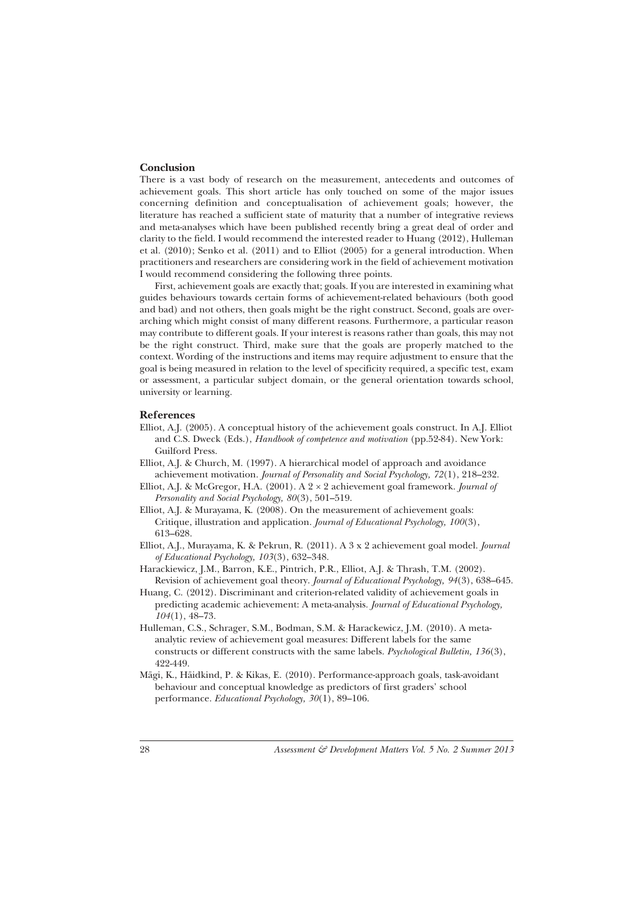## Conclusion

There is a vast body of research on the measurement, antecedents and outcomes of achievement goals. This short article has only touched on some of the major issues concerning definition and conceptualisation of achievement goals; however, the literature has reached a sufficient state of maturity that a number of integrative reviews and meta-analyses which have been published recently bring a great deal of order and clarity to the field. I would recommend the interested reader to Huang (2012), Hulleman et al. (2010); Senko et al. (2011) and to Elliot (2005) for a general introduction. When practitioners and researchers are considering work in the field of achievement motivation I would recommend considering the following three points.

First, achievement goals are exactly that; goals. If you are interested in examining what guides behaviours towards certain forms of achievement-related behaviours (both good and bad) and not others, then goals might be the right construct. Second, goals are over-arching which might consist of many different reasons. Furthermore, a particular reason may contribute to different goals. If your interest is reasons rather than goals, this may not be the right construct. Third, make sure that the goals are properly matched to the context. Wording of the instructions and items may require adjustment to ensure that the goal is being measured in relation to the level of specificity required, a specific test, exam or assessment, a particular subject domain, or the general orientation towards school, university or learning.

## References

Elliot, A.J. (2005). A conceptual history of the achievement goals construct. In A.J. Elliot and C.S. Dweck (Eds.), *Handbook of competence and motivation* (pp.52-84). New York: Guilford Press.

Elliot, A.J. & Church, M. (1997). A hierarchical model of approach and avoidance achievement motivation. *Journal of Personality and Social Psychology, 72*(1), 218–232.

Elliot, A.J. & McGregor, H.A. (2001). A 2 × 2 achievement goal framework. *Journal of Personality and Social Psychology, 80*(3), 501–519.

Elliot, A.J. & Murayama, K. (2008). On the measurement of achievement goals: Critique, illustration and application. *Journal of Educational Psychology, 100*(3), 613–628.

Elliot, A.J., Murayama, K. & Pekrun, R. (2011). A 3 x 2 achievement goal model. *Journal of Educational Psychology, 103*(3), 632–348.

Harackiewicz, J.M., Barron, K.E., Pintrich, P.R., Elliot, A.J. & Thrash, T.M. (2002). Revision of achievement goal theory. *Journal of Educational Psychology, 94*(3), 638–645.

Huang, C. (2012). Discriminant and criterion-related validity of achievement goals in predicting academic achievement: A meta-analysis. *Journal of Educational Psychology, 104*(1), 48–73.

Hulleman, C.S., Schrager, S.M., Bodman, S.M. & Harackewicz, J.M. (2010). A meta-analytic review of achievement goal measures: Different labels for the same constructs or different constructs with the same labels. *Psychological Bulletin, 136*(3), 422-449.

Mägi, K., Häidkind, P. & Kikas, E. (2010). Performance-approach goals, task-avoidant behaviour and conceptual knowledge as predictors of first graders' school performance. *Educational Psychology, 30*(1), 89–106.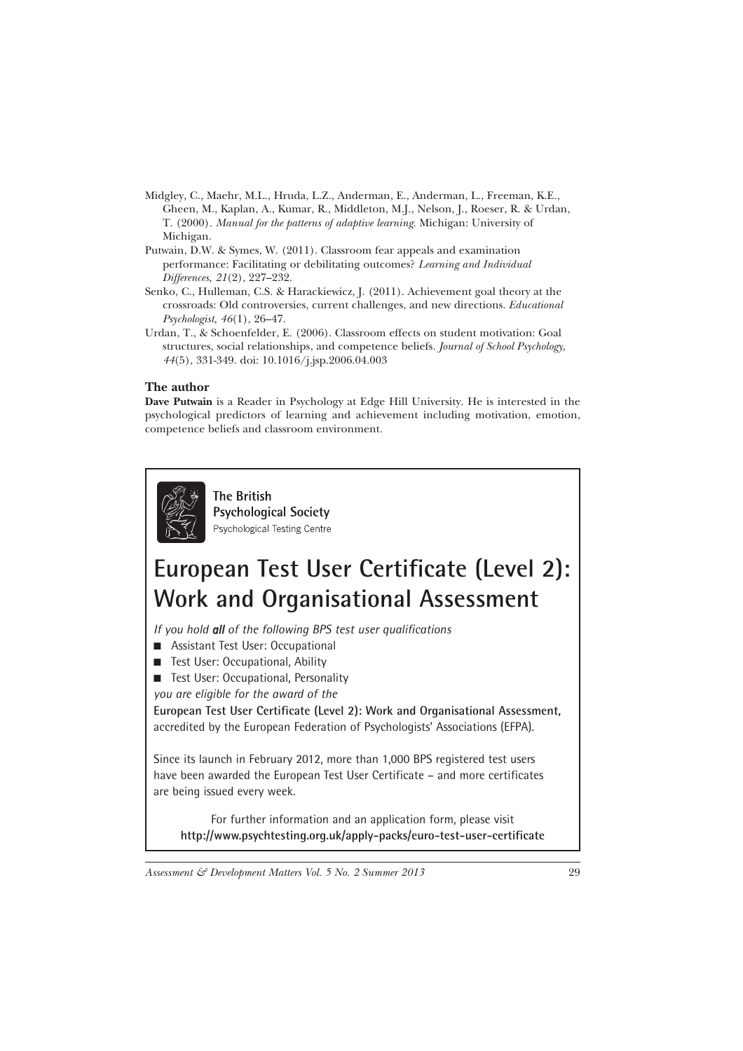Midgley, C., Maehr, M.L., Hruda, L.Z., Anderman, E., Anderman, L., Freeman, K.E., Gheen, M., Kaplan, A., Kumar, R., Middleton, M.J., Nelson, J., Roeser, R. & Urdan, T. (2000). *Manual for the patterns of adaptive learning*. Michigan: University of Michigan.

Putwain, D.W. & Symes, W. (2011). Classroom fear appeals and examination performance: Facilitating or debilitating outcomes? *Learning and Individual Differences, 21*(2), 227–232.

Senko, C., Hulleman, C.S. & Harackiewicz, J. (2011). Achievement goal theory at the crossroads: Old controversies, current challenges, and new directions. *Educational Psychologist, 46*(1), 26–47.

Urdan, T., & Schoenfelder, E. (2006). Classroom effects on student motivation: Goal structures, social relationships, and competence beliefs. *Journal of School Psychology, 44*(5), 331-349. doi: 10.1016/j.jsp.2006.04.003

### The author

**Dave Putwain** is a Reader in Psychology at Edge Hill University. He is interested in the psychological predictors of learning and achievement including motivation, emotion, competence beliefs and classroom environment.

---

**The British Psychological Society**
Psychological Testing Centre

## European Test User Certificate (Level 2): Work and Organisational Assessment

*If you hold **all** of the following BPS test user qualifications*

- Assistant Test User: Occupational
- Test User: Occupational, Ability
- Test User: Occupational, Personality

*you are eligible for the award of the*

**European Test User Certificate (Level 2): Work and Organisational Assessment,** accredited by the European Federation of Psychologists' Associations (EFPA).

Since its launch in February 2012, more than 1,000 BPS registered test users have been awarded the European Test User Certificate – and more certificates are being issued every week.

For further information and an application form, please visit
**http://www.psychtesting.org.uk/apply-packs/euro-test-user-certificate**